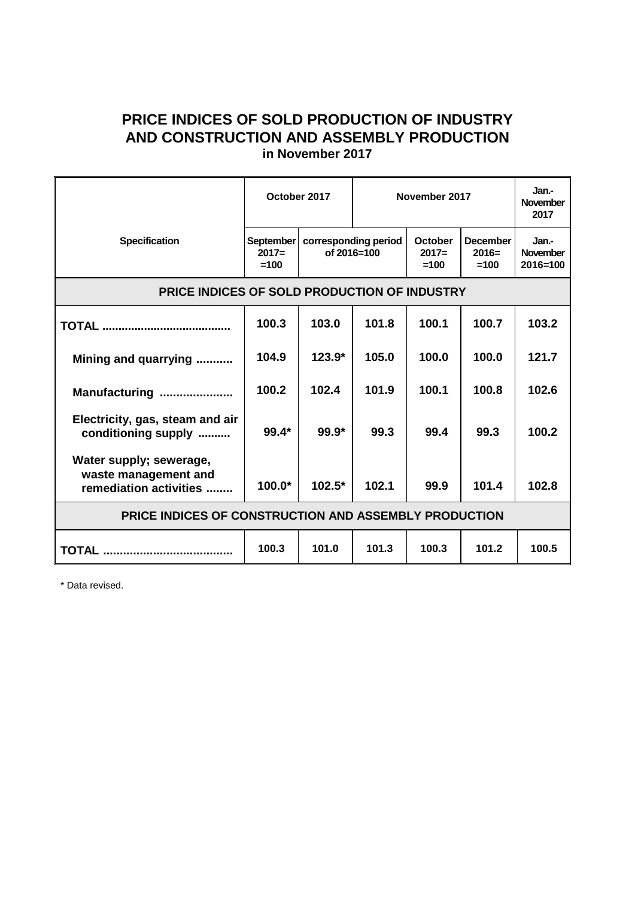# PRICE INDICES OF SOLD PRODUCTION OF INDUSTRY AND CONSTRUCTION AND ASSEMBLY PRODUCTION

### in November 2017

| Specification | October 2017 | | November 2017 | | | Jan.-November 2017 |
|---|---|---|---|---|---|---|
| | September 2017= =100 | corresponding period of 2016=100 | | October 2017= =100 | December 2016= =100 | Jan.-November 2016=100 |
| **PRICE INDICES OF SOLD PRODUCTION OF INDUSTRY** | | | | | | |
| **TOTAL ......................................** | **100.3** | **103.0** | **101.8** | **100.1** | **100.7** | **103.2** |
| **Mining and quarrying ...........** | **104.9** | **123.9*** | **105.0** | **100.0** | **100.0** | **121.7** |
| **Manufacturing .....................** | **100.2** | **102.4** | **101.9** | **100.1** | **100.8** | **102.6** |
| **Electricity, gas, steam and air conditioning supply ..........** | **99.4*** | **99.9*** | **99.3** | **99.4** | **99.3** | **100.2** |
| **Water supply; sewerage, waste management and remediation activities ........** | **100.0*** | **102.5*** | **102.1** | **99.9** | **101.4** | **102.8** |
| **PRICE INDICES OF CONSTRUCTION AND ASSEMBLY PRODUCTION** | | | | | | |
| **TOTAL ......................................** | **100.3** | **101.0** | **101.3** | **100.3** | **101.2** | **100.5** |

\* Data revised.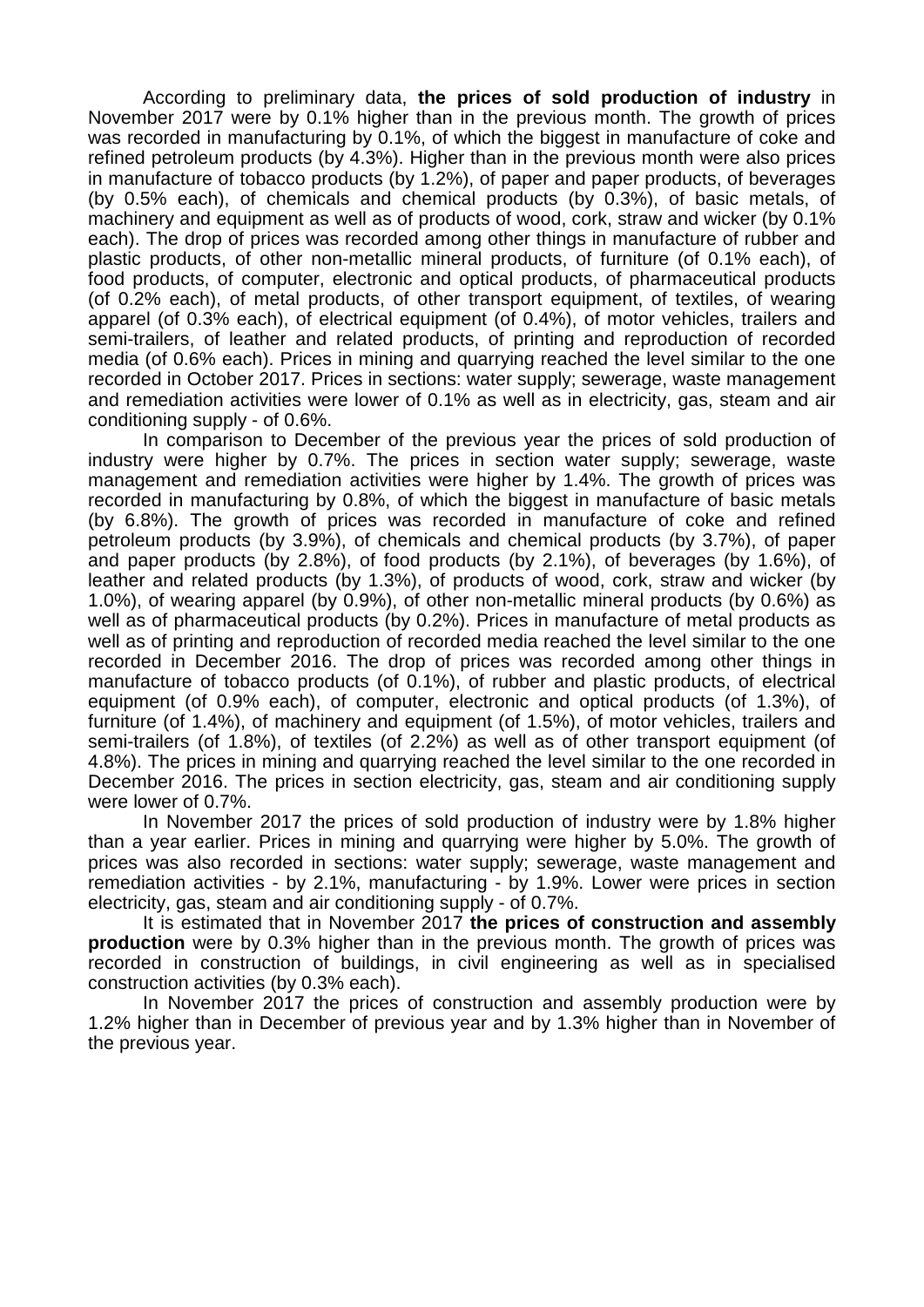According to preliminary data, **the prices of sold production of industry** in November 2017 were by 0.1% higher than in the previous month. The growth of prices was recorded in manufacturing by 0.1%, of which the biggest in manufacture of coke and refined petroleum products (by 4.3%). Higher than in the previous month were also prices in manufacture of tobacco products (by 1.2%), of paper and paper products, of beverages (by 0.5% each), of chemicals and chemical products (by 0.3%), of basic metals, of machinery and equipment as well as of products of wood, cork, straw and wicker (by 0.1% each). The drop of prices was recorded among other things in manufacture of rubber and plastic products, of other non-metallic mineral products, of furniture (of 0.1% each), of food products, of computer, electronic and optical products, of pharmaceutical products (of 0.2% each), of metal products, of other transport equipment, of textiles, of wearing apparel (of 0.3% each), of electrical equipment (of 0.4%), of motor vehicles, trailers and semi-trailers, of leather and related products, of printing and reproduction of recorded media (of 0.6% each). Prices in mining and quarrying reached the level similar to the one recorded in October 2017. Prices in sections: water supply; sewerage, waste management and remediation activities were lower of 0.1% as well as in electricity, gas, steam and air conditioning supply - of 0.6%.

In comparison to December of the previous year the prices of sold production of industry were higher by 0.7%. The prices in section water supply; sewerage, waste management and remediation activities were higher by 1.4%. The growth of prices was recorded in manufacturing by 0.8%, of which the biggest in manufacture of basic metals (by 6.8%). The growth of prices was recorded in manufacture of coke and refined petroleum products (by 3.9%), of chemicals and chemical products (by 3.7%), of paper and paper products (by 2.8%), of food products (by 2.1%), of beverages (by 1.6%), of leather and related products (by 1.3%), of products of wood, cork, straw and wicker (by 1.0%), of wearing apparel (by 0.9%), of other non-metallic mineral products (by 0.6%) as well as of pharmaceutical products (by 0.2%). Prices in manufacture of metal products as well as of printing and reproduction of recorded media reached the level similar to the one recorded in December 2016. The drop of prices was recorded among other things in manufacture of tobacco products (of 0.1%), of rubber and plastic products, of electrical equipment (of 0.9% each), of computer, electronic and optical products (of 1.3%), of furniture (of 1.4%), of machinery and equipment (of 1.5%), of motor vehicles, trailers and semi-trailers (of 1.8%), of textiles (of 2.2%) as well as of other transport equipment (of 4.8%). The prices in mining and quarrying reached the level similar to the one recorded in December 2016. The prices in section electricity, gas, steam and air conditioning supply were lower of 0.7%.

In November 2017 the prices of sold production of industry were by 1.8% higher than a year earlier. Prices in mining and quarrying were higher by 5.0%. The growth of prices was also recorded in sections: water supply; sewerage, waste management and remediation activities - by 2.1%, manufacturing - by 1.9%. Lower were prices in section electricity, gas, steam and air conditioning supply - of 0.7%.

It is estimated that in November 2017 **the prices of construction and assembly production** were by 0.3% higher than in the previous month. The growth of prices was recorded in construction of buildings, in civil engineering as well as in specialised construction activities (by 0.3% each).

In November 2017 the prices of construction and assembly production were by 1.2% higher than in December of previous year and by 1.3% higher than in November of the previous year.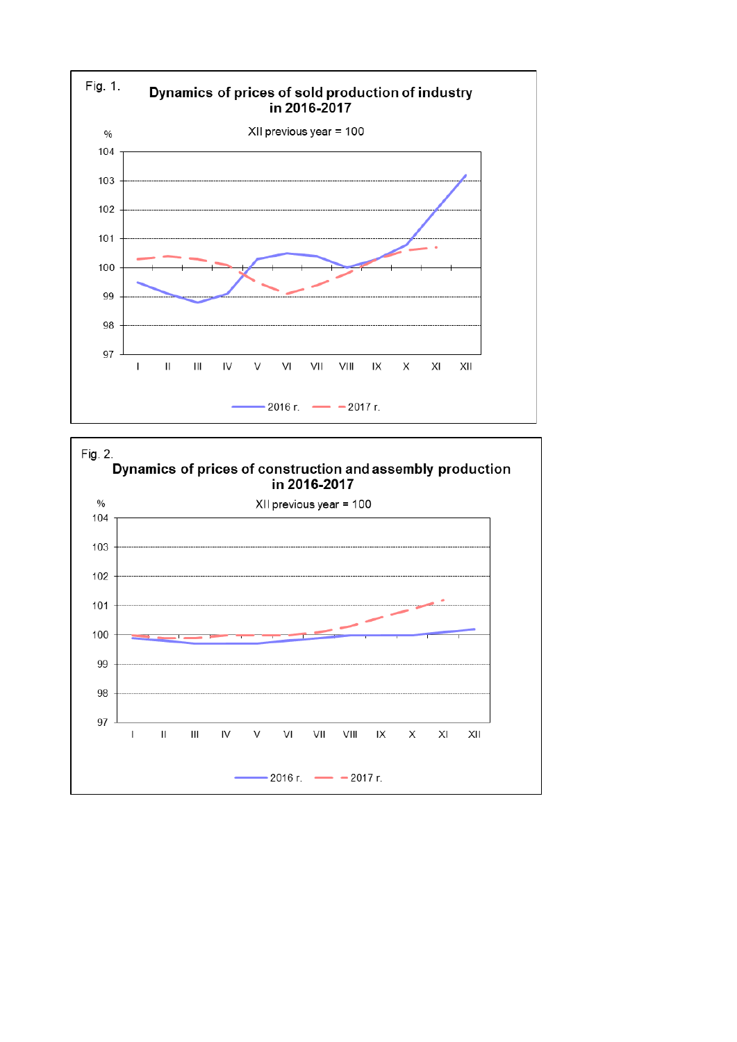Fig. 1.

**Dynamics of prices of sold production of industry in 2016-2017**

XII previous year = 100

%

104
103
102
101
100
99
98
97

I II III IV V VI VII VIII IX X XI XII

2016 r. 2017 r.

Fig. 2.

**Dynamics of prices of construction and assembly production in 2016-2017**

XII previous year = 100

%

104
103
102
101
100
99
98
97

I II III IV V VI VII VIII IX X XI XII

2016 r. 2017 r.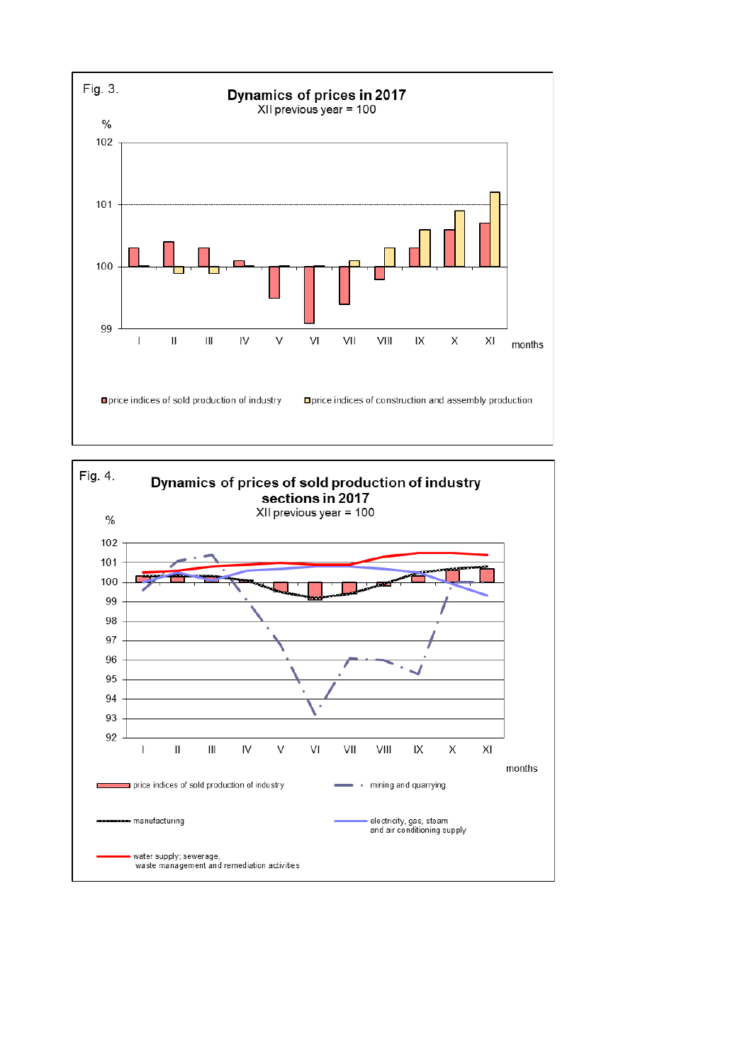Fig. 3.

**Dynamics of prices in 2017**

XII previous year = 100

%

102

101

100

99

I II III IV V VI VII VIII IX X XI

months

price indices of sold production of industry

price indices of construction and assembly production

Fig. 4.

**Dynamics of prices of sold production of industry sections in 2017**

XII previous year = 100

%

102

101

100

99

98

97

96

95

94

93

92

I II III IV V VI VII VIII IX X XI

months

price indices of sold production of industry

mining and quarrying

manufacturing

electricity, gas, steam and air conditioning supply

water supply; sewerage, waste management and remediation activities